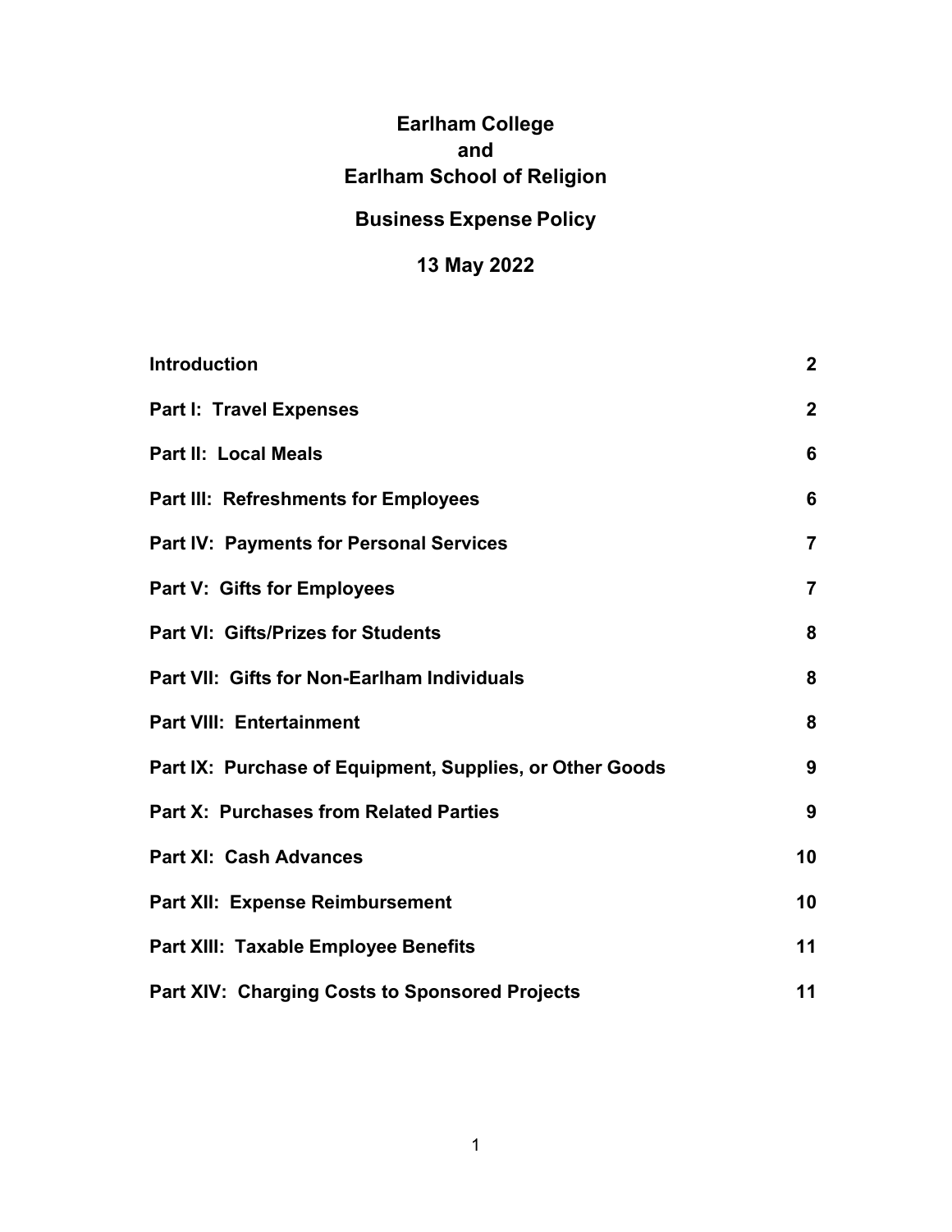# Earlham College
# and
# Earlham School of Religion

## Business Expense Policy

## 13 May 2022

| | |
|---|---|
| **Introduction** | **2** |
| **Part I: Travel Expenses** | **2** |
| **Part II: Local Meals** | **6** |
| **Part III: Refreshments for Employees** | **6** |
| **Part IV: Payments for Personal Services** | **7** |
| **Part V: Gifts for Employees** | **7** |
| **Part VI: Gifts/Prizes for Students** | **8** |
| **Part VII: Gifts for Non-Earlham Individuals** | **8** |
| **Part VIII: Entertainment** | **8** |
| **Part IX: Purchase of Equipment, Supplies, or Other Goods** | **9** |
| **Part X: Purchases from Related Parties** | **9** |
| **Part XI: Cash Advances** | **10** |
| **Part XII: Expense Reimbursement** | **10** |
| **Part XIII: Taxable Employee Benefits** | **11** |
| **Part XIV: Charging Costs to Sponsored Projects** | **11** |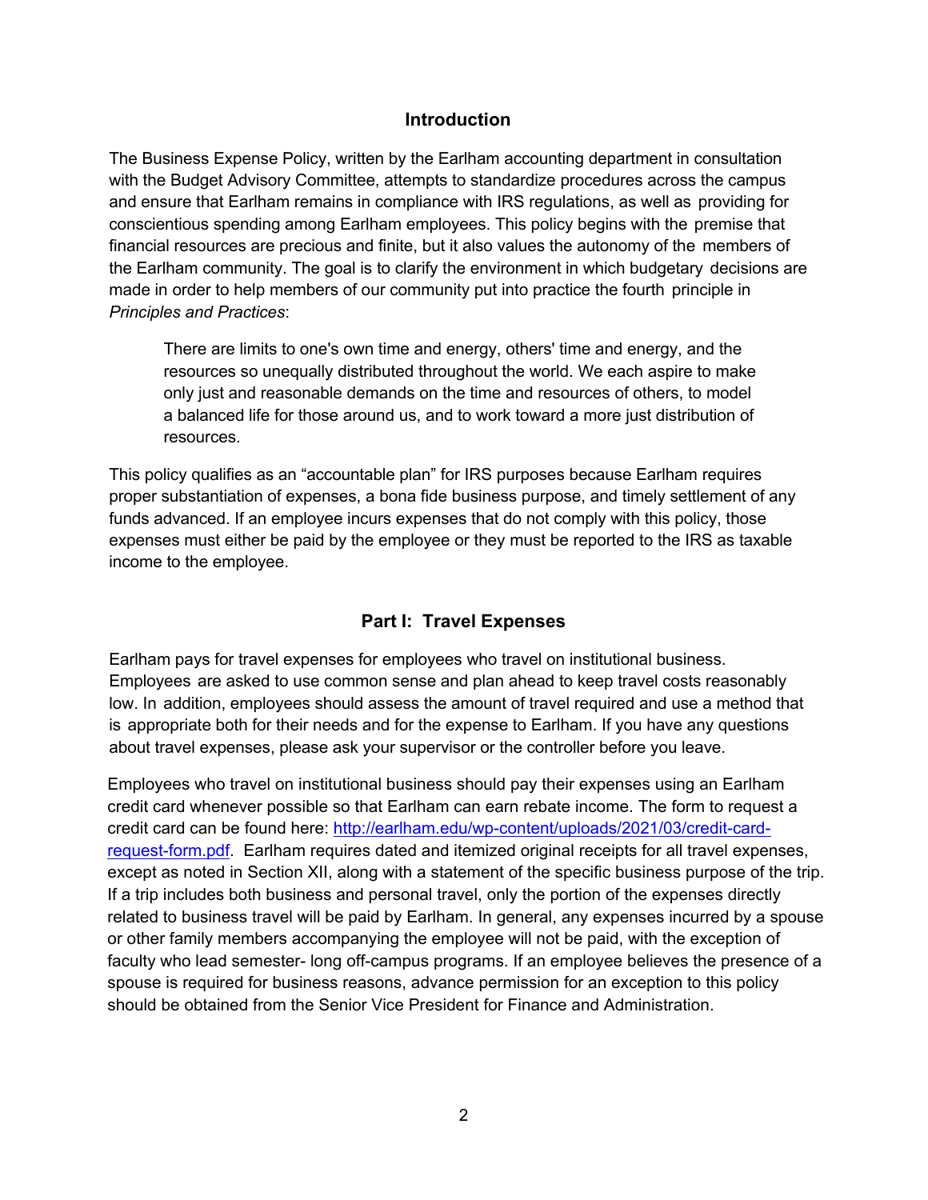## Introduction

The Business Expense Policy, written by the Earlham accounting department in consultation with the Budget Advisory Committee, attempts to standardize procedures across the campus and ensure that Earlham remains in compliance with IRS regulations, as well as providing for conscientious spending among Earlham employees. This policy begins with the premise that financial resources are precious and finite, but it also values the autonomy of the members of the Earlham community. The goal is to clarify the environment in which budgetary decisions are made in order to help members of our community put into practice the fourth principle in *Principles and Practices*:

> There are limits to one's own time and energy, others' time and energy, and the resources so unequally distributed throughout the world. We each aspire to make only just and reasonable demands on the time and resources of others, to model a balanced life for those around us, and to work toward a more just distribution of resources.

This policy qualifies as an "accountable plan" for IRS purposes because Earlham requires proper substantiation of expenses, a bona fide business purpose, and timely settlement of any funds advanced. If an employee incurs expenses that do not comply with this policy, those expenses must either be paid by the employee or they must be reported to the IRS as taxable income to the employee.

## Part I: Travel Expenses

Earlham pays for travel expenses for employees who travel on institutional business. Employees are asked to use common sense and plan ahead to keep travel costs reasonably low. In addition, employees should assess the amount of travel required and use a method that is appropriate both for their needs and for the expense to Earlham. If you have any questions about travel expenses, please ask your supervisor or the controller before you leave.

Employees who travel on institutional business should pay their expenses using an Earlham credit card whenever possible so that Earlham can earn rebate income. The form to request a credit card can be found here: [http://earlham.edu/wp-content/uploads/2021/03/credit-card-request-form.pdf](http://earlham.edu/wp-content/uploads/2021/03/credit-card-request-form.pdf). Earlham requires dated and itemized original receipts for all travel expenses, except as noted in Section XII, along with a statement of the specific business purpose of the trip. If a trip includes both business and personal travel, only the portion of the expenses directly related to business travel will be paid by Earlham. In general, any expenses incurred by a spouse or other family members accompanying the employee will not be paid, with the exception of faculty who lead semester- long off-campus programs. If an employee believes the presence of a spouse is required for business reasons, advance permission for an exception to this policy should be obtained from the Senior Vice President for Finance and Administration.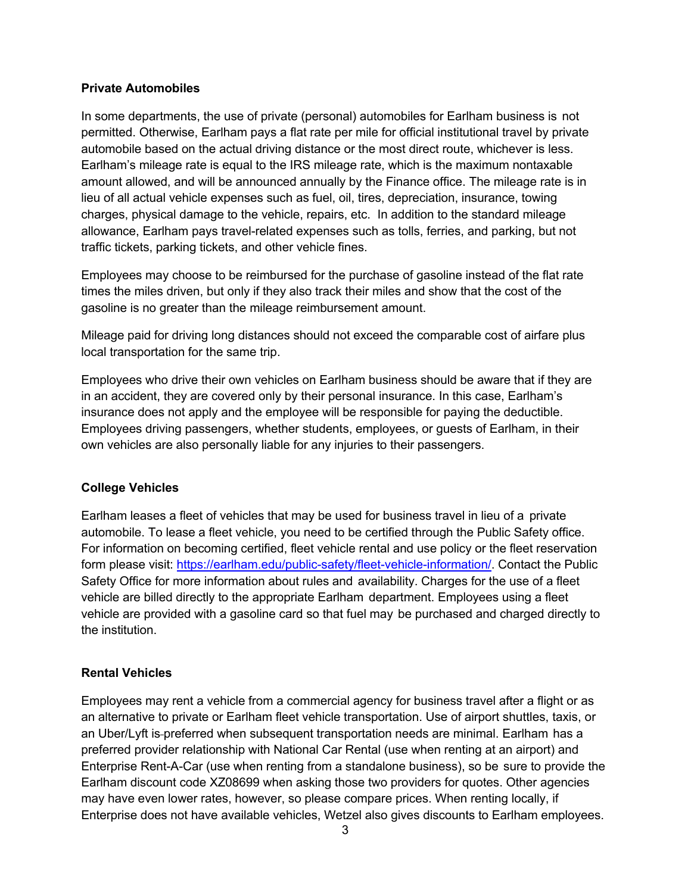**Private Automobiles**

In some departments, the use of private (personal) automobiles for Earlham business is not permitted. Otherwise, Earlham pays a flat rate per mile for official institutional travel by private automobile based on the actual driving distance or the most direct route, whichever is less. Earlham's mileage rate is equal to the IRS mileage rate, which is the maximum nontaxable amount allowed, and will be announced annually by the Finance office. The mileage rate is in lieu of all actual vehicle expenses such as fuel, oil, tires, depreciation, insurance, towing charges, physical damage to the vehicle, repairs, etc. In addition to the standard mileage allowance, Earlham pays travel-related expenses such as tolls, ferries, and parking, but not traffic tickets, parking tickets, and other vehicle fines.

Employees may choose to be reimbursed for the purchase of gasoline instead of the flat rate times the miles driven, but only if they also track their miles and show that the cost of the gasoline is no greater than the mileage reimbursement amount.

Mileage paid for driving long distances should not exceed the comparable cost of airfare plus local transportation for the same trip.

Employees who drive their own vehicles on Earlham business should be aware that if they are in an accident, they are covered only by their personal insurance. In this case, Earlham's insurance does not apply and the employee will be responsible for paying the deductible. Employees driving passengers, whether students, employees, or guests of Earlham, in their own vehicles are also personally liable for any injuries to their passengers.

**College Vehicles**

Earlham leases a fleet of vehicles that may be used for business travel in lieu of a private automobile. To lease a fleet vehicle, you need to be certified through the Public Safety office. For information on becoming certified, fleet vehicle rental and use policy or the fleet reservation form please visit: https://earlham.edu/public-safety/fleet-vehicle-information/. Contact the Public Safety Office for more information about rules and availability. Charges for the use of a fleet vehicle are billed directly to the appropriate Earlham department. Employees using a fleet vehicle are provided with a gasoline card so that fuel may be purchased and charged directly to the institution.

**Rental Vehicles**

Employees may rent a vehicle from a commercial agency for business travel after a flight or as an alternative to private or Earlham fleet vehicle transportation. Use of airport shuttles, taxis, or an Uber/Lyft is preferred when subsequent transportation needs are minimal. Earlham has a preferred provider relationship with National Car Rental (use when renting at an airport) and Enterprise Rent-A-Car (use when renting from a standalone business), so be sure to provide the Earlham discount code XZ08699 when asking those two providers for quotes. Other agencies may have even lower rates, however, so please compare prices. When renting locally, if Enterprise does not have available vehicles, Wetzel also gives discounts to Earlham employees.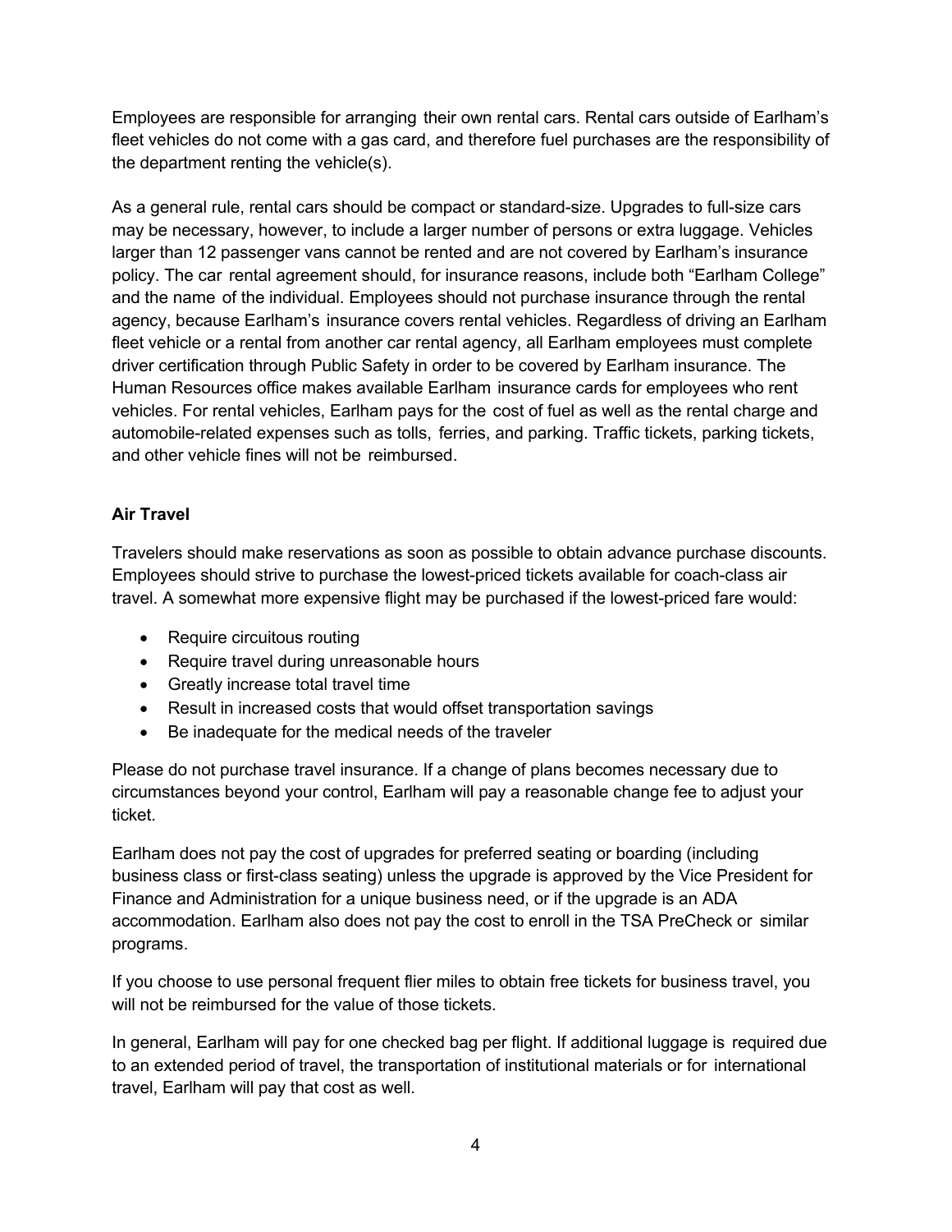Employees are responsible for arranging their own rental cars. Rental cars outside of Earlham's fleet vehicles do not come with a gas card, and therefore fuel purchases are the responsibility of the department renting the vehicle(s).

As a general rule, rental cars should be compact or standard-size. Upgrades to full-size cars may be necessary, however, to include a larger number of persons or extra luggage. Vehicles larger than 12 passenger vans cannot be rented and are not covered by Earlham's insurance policy. The car rental agreement should, for insurance reasons, include both "Earlham College" and the name of the individual. Employees should not purchase insurance through the rental agency, because Earlham's insurance covers rental vehicles. Regardless of driving an Earlham fleet vehicle or a rental from another car rental agency, all Earlham employees must complete driver certification through Public Safety in order to be covered by Earlham insurance. The Human Resources office makes available Earlham insurance cards for employees who rent vehicles. For rental vehicles, Earlham pays for the cost of fuel as well as the rental charge and automobile-related expenses such as tolls, ferries, and parking. Traffic tickets, parking tickets, and other vehicle fines will not be reimbursed.

**Air Travel**

Travelers should make reservations as soon as possible to obtain advance purchase discounts. Employees should strive to purchase the lowest-priced tickets available for coach-class air travel. A somewhat more expensive flight may be purchased if the lowest-priced fare would:

- Require circuitous routing
- Require travel during unreasonable hours
- Greatly increase total travel time
- Result in increased costs that would offset transportation savings
- Be inadequate for the medical needs of the traveler

Please do not purchase travel insurance. If a change of plans becomes necessary due to circumstances beyond your control, Earlham will pay a reasonable change fee to adjust your ticket.

Earlham does not pay the cost of upgrades for preferred seating or boarding (including business class or first-class seating) unless the upgrade is approved by the Vice President for Finance and Administration for a unique business need, or if the upgrade is an ADA accommodation. Earlham also does not pay the cost to enroll in the TSA PreCheck or similar programs.

If you choose to use personal frequent flier miles to obtain free tickets for business travel, you will not be reimbursed for the value of those tickets.

In general, Earlham will pay for one checked bag per flight. If additional luggage is required due to an extended period of travel, the transportation of institutional materials or for international travel, Earlham will pay that cost as well.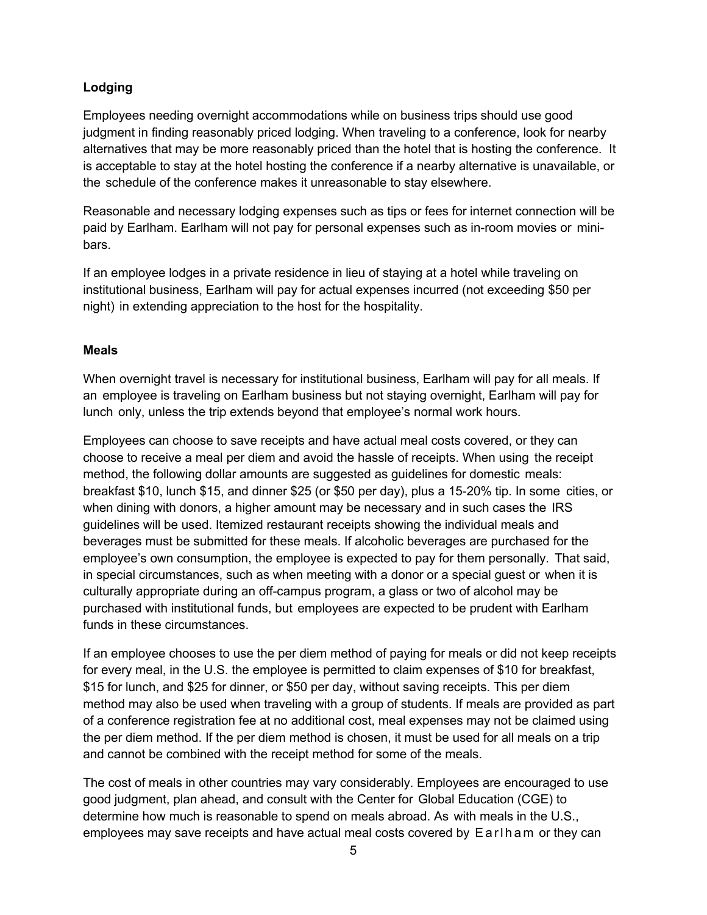### Lodging

Employees needing overnight accommodations while on business trips should use good judgment in finding reasonably priced lodging. When traveling to a conference, look for nearby alternatives that may be more reasonably priced than the hotel that is hosting the conference. It is acceptable to stay at the hotel hosting the conference if a nearby alternative is unavailable, or the schedule of the conference makes it unreasonable to stay elsewhere.

Reasonable and necessary lodging expenses such as tips or fees for internet connection will be paid by Earlham. Earlham will not pay for personal expenses such as in-room movies or mini-bars.

If an employee lodges in a private residence in lieu of staying at a hotel while traveling on institutional business, Earlham will pay for actual expenses incurred (not exceeding $50 per night) in extending appreciation to the host for the hospitality.

### Meals

When overnight travel is necessary for institutional business, Earlham will pay for all meals. If an employee is traveling on Earlham business but not staying overnight, Earlham will pay for lunch only, unless the trip extends beyond that employee's normal work hours.

Employees can choose to save receipts and have actual meal costs covered, or they can choose to receive a meal per diem and avoid the hassle of receipts. When using the receipt method, the following dollar amounts are suggested as guidelines for domestic meals: breakfast $10, lunch $15, and dinner $25 (or $50 per day), plus a 15-20% tip. In some cities, or when dining with donors, a higher amount may be necessary and in such cases the IRS guidelines will be used. Itemized restaurant receipts showing the individual meals and beverages must be submitted for these meals. If alcoholic beverages are purchased for the employee's own consumption, the employee is expected to pay for them personally. That said, in special circumstances, such as when meeting with a donor or a special guest or when it is culturally appropriate during an off-campus program, a glass or two of alcohol may be purchased with institutional funds, but employees are expected to be prudent with Earlham funds in these circumstances.

If an employee chooses to use the per diem method of paying for meals or did not keep receipts for every meal, in the U.S. the employee is permitted to claim expenses of $10 for breakfast, $15 for lunch, and $25 for dinner, or $50 per day, without saving receipts. This per diem method may also be used when traveling with a group of students. If meals are provided as part of a conference registration fee at no additional cost, meal expenses may not be claimed using the per diem method. If the per diem method is chosen, it must be used for all meals on a trip and cannot be combined with the receipt method for some of the meals.

The cost of meals in other countries may vary considerably. Employees are encouraged to use good judgment, plan ahead, and consult with the Center for Global Education (CGE) to determine how much is reasonable to spend on meals abroad. As with meals in the U.S., employees may save receipts and have actual meal costs covered by Earlham or they can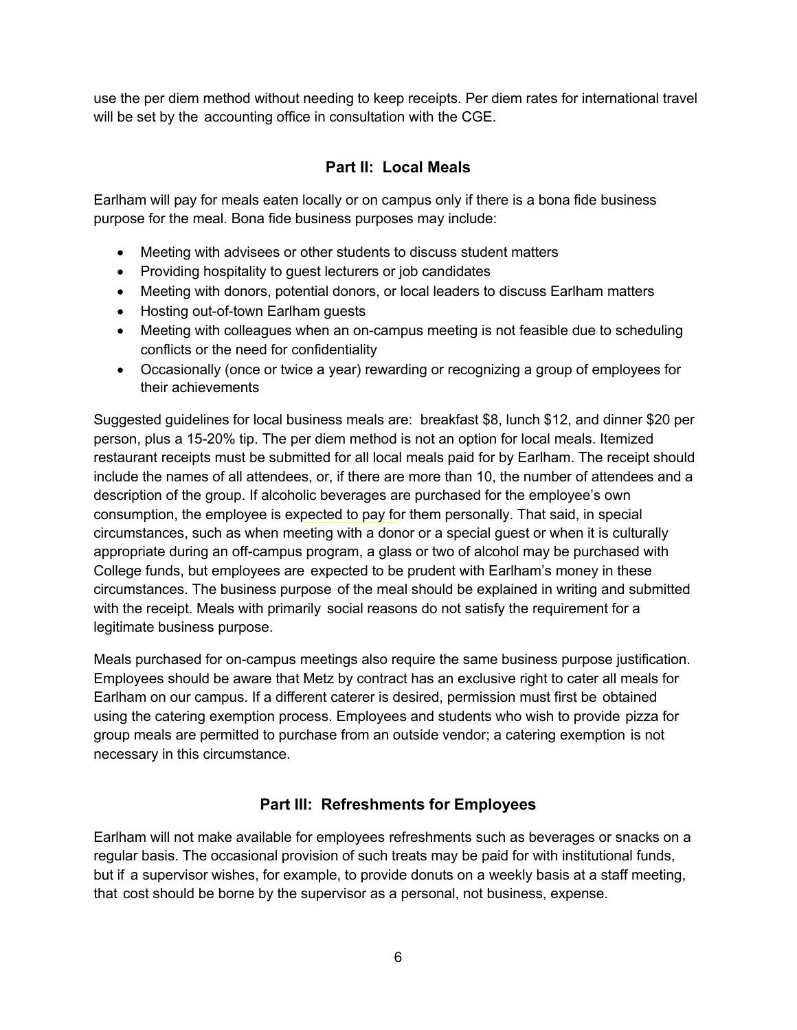use the per diem method without needing to keep receipts. Per diem rates for international travel will be set by the accounting office in consultation with the CGE.

## Part II: Local Meals

Earlham will pay for meals eaten locally or on campus only if there is a bona fide business purpose for the meal. Bona fide business purposes may include:

- Meeting with advisees or other students to discuss student matters
- Providing hospitality to guest lecturers or job candidates
- Meeting with donors, potential donors, or local leaders to discuss Earlham matters
- Hosting out-of-town Earlham guests
- Meeting with colleagues when an on-campus meeting is not feasible due to scheduling conflicts or the need for confidentiality
- Occasionally (once or twice a year) rewarding or recognizing a group of employees for their achievements

Suggested guidelines for local business meals are: breakfast $8, lunch $12, and dinner $20 per person, plus a 15-20% tip. The per diem method is not an option for local meals. Itemized restaurant receipts must be submitted for all local meals paid for by Earlham. The receipt should include the names of all attendees, or, if there are more than 10, the number of attendees and a description of the group. If alcoholic beverages are purchased for the employee's own consumption, the employee is expected to pay for them personally. That said, in special circumstances, such as when meeting with a donor or a special guest or when it is culturally appropriate during an off-campus program, a glass or two of alcohol may be purchased with College funds, but employees are expected to be prudent with Earlham's money in these circumstances. The business purpose of the meal should be explained in writing and submitted with the receipt. Meals with primarily social reasons do not satisfy the requirement for a legitimate business purpose.

Meals purchased for on-campus meetings also require the same business purpose justification. Employees should be aware that Metz by contract has an exclusive right to cater all meals for Earlham on our campus. If a different caterer is desired, permission must first be obtained using the catering exemption process. Employees and students who wish to provide pizza for group meals are permitted to purchase from an outside vendor; a catering exemption is not necessary in this circumstance.

## Part III: Refreshments for Employees

Earlham will not make available for employees refreshments such as beverages or snacks on a regular basis. The occasional provision of such treats may be paid for with institutional funds, but if a supervisor wishes, for example, to provide donuts on a weekly basis at a staff meeting, that cost should be borne by the supervisor as a personal, not business, expense.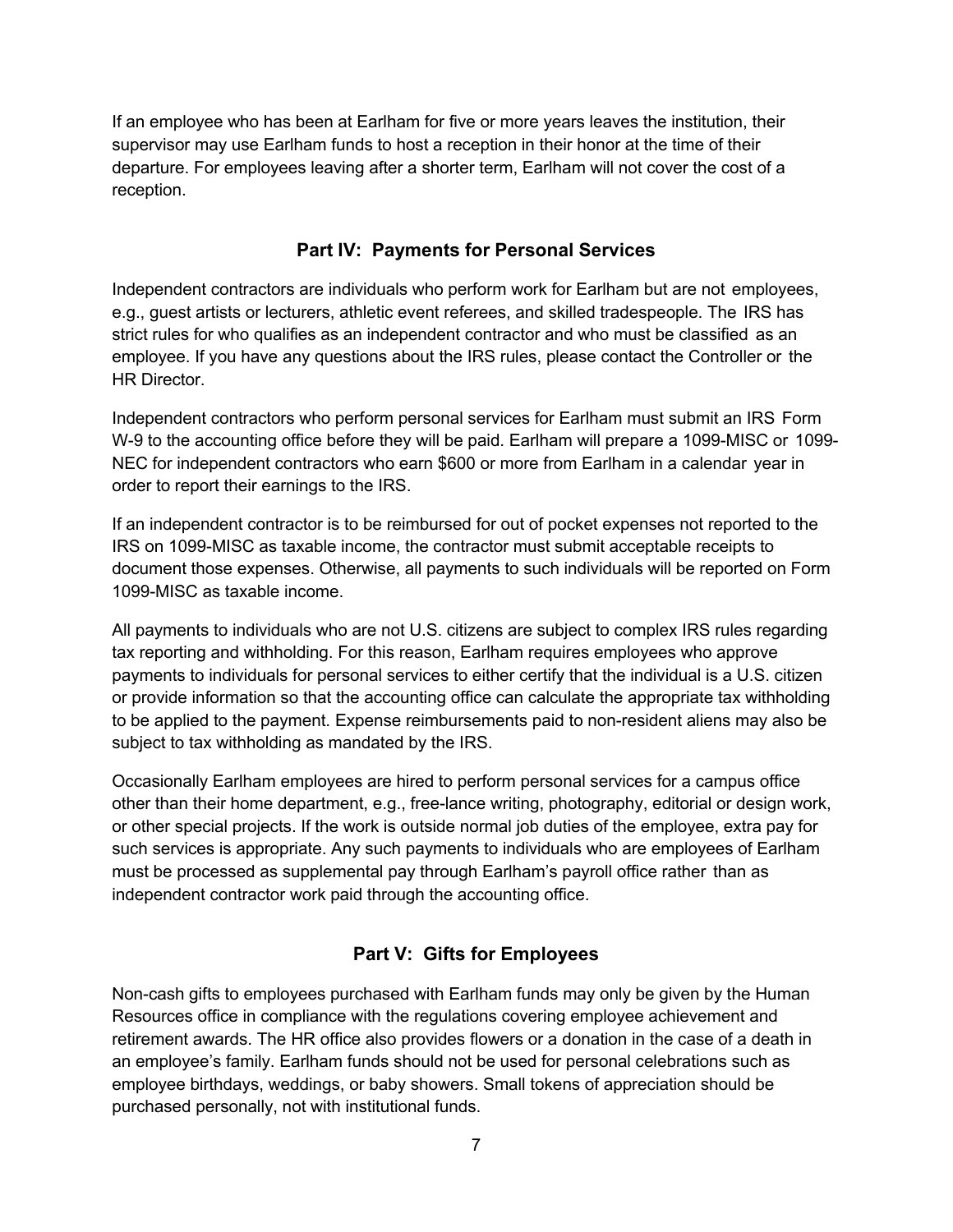If an employee who has been at Earlham for five or more years leaves the institution, their supervisor may use Earlham funds to host a reception in their honor at the time of their departure. For employees leaving after a shorter term, Earlham will not cover the cost of a reception.

## Part IV: Payments for Personal Services

Independent contractors are individuals who perform work for Earlham but are not employees, e.g., guest artists or lecturers, athletic event referees, and skilled tradespeople. The IRS has strict rules for who qualifies as an independent contractor and who must be classified as an employee. If you have any questions about the IRS rules, please contact the Controller or the HR Director.

Independent contractors who perform personal services for Earlham must submit an IRS Form W-9 to the accounting office before they will be paid. Earlham will prepare a 1099-MISC or 1099-NEC for independent contractors who earn $600 or more from Earlham in a calendar year in order to report their earnings to the IRS.

If an independent contractor is to be reimbursed for out of pocket expenses not reported to the IRS on 1099-MISC as taxable income, the contractor must submit acceptable receipts to document those expenses. Otherwise, all payments to such individuals will be reported on Form 1099-MISC as taxable income.

All payments to individuals who are not U.S. citizens are subject to complex IRS rules regarding tax reporting and withholding. For this reason, Earlham requires employees who approve payments to individuals for personal services to either certify that the individual is a U.S. citizen or provide information so that the accounting office can calculate the appropriate tax withholding to be applied to the payment. Expense reimbursements paid to non-resident aliens may also be subject to tax withholding as mandated by the IRS.

Occasionally Earlham employees are hired to perform personal services for a campus office other than their home department, e.g., free-lance writing, photography, editorial or design work, or other special projects. If the work is outside normal job duties of the employee, extra pay for such services is appropriate. Any such payments to individuals who are employees of Earlham must be processed as supplemental pay through Earlham's payroll office rather than as independent contractor work paid through the accounting office.

## Part V: Gifts for Employees

Non-cash gifts to employees purchased with Earlham funds may only be given by the Human Resources office in compliance with the regulations covering employee achievement and retirement awards. The HR office also provides flowers or a donation in the case of a death in an employee's family. Earlham funds should not be used for personal celebrations such as employee birthdays, weddings, or baby showers. Small tokens of appreciation should be purchased personally, not with institutional funds.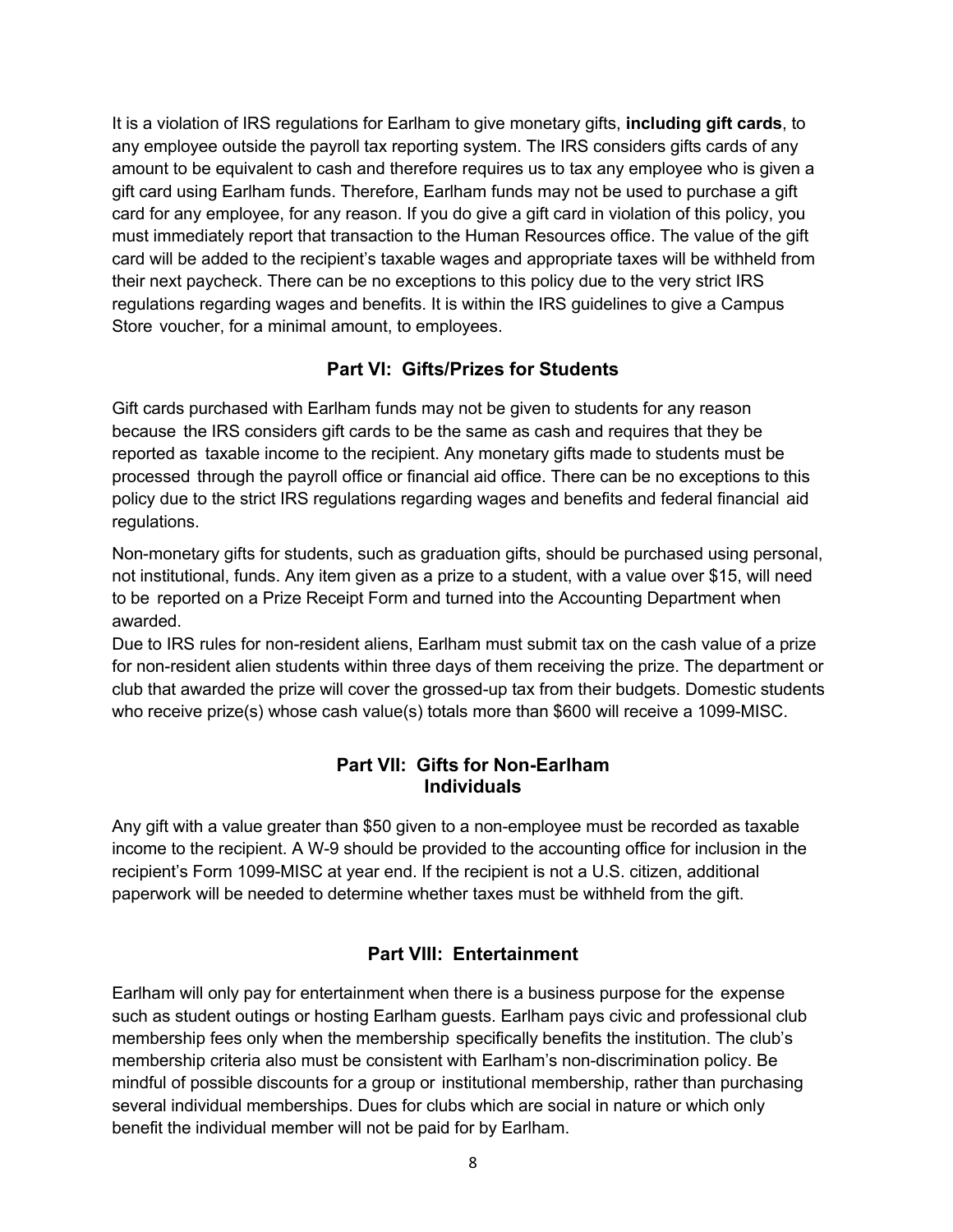It is a violation of IRS regulations for Earlham to give monetary gifts, **including gift cards**, to any employee outside the payroll tax reporting system. The IRS considers gifts cards of any amount to be equivalent to cash and therefore requires us to tax any employee who is given a gift card using Earlham funds. Therefore, Earlham funds may not be used to purchase a gift card for any employee, for any reason. If you do give a gift card in violation of this policy, you must immediately report that transaction to the Human Resources office. The value of the gift card will be added to the recipient's taxable wages and appropriate taxes will be withheld from their next paycheck. There can be no exceptions to this policy due to the very strict IRS regulations regarding wages and benefits. It is within the IRS guidelines to give a Campus Store voucher, for a minimal amount, to employees.

## Part VI: Gifts/Prizes for Students

Gift cards purchased with Earlham funds may not be given to students for any reason because the IRS considers gift cards to be the same as cash and requires that they be reported as taxable income to the recipient. Any monetary gifts made to students must be processed through the payroll office or financial aid office. There can be no exceptions to this policy due to the strict IRS regulations regarding wages and benefits and federal financial aid regulations.

Non-monetary gifts for students, such as graduation gifts, should be purchased using personal, not institutional, funds. Any item given as a prize to a student, with a value over $15, will need to be reported on a Prize Receipt Form and turned into the Accounting Department when awarded.

Due to IRS rules for non-resident aliens, Earlham must submit tax on the cash value of a prize for non-resident alien students within three days of them receiving the prize. The department or club that awarded the prize will cover the grossed-up tax from their budgets. Domestic students who receive prize(s) whose cash value(s) totals more than $600 will receive a 1099-MISC.

## Part VII: Gifts for Non-Earlham Individuals

Any gift with a value greater than $50 given to a non-employee must be recorded as taxable income to the recipient. A W-9 should be provided to the accounting office for inclusion in the recipient's Form 1099-MISC at year end. If the recipient is not a U.S. citizen, additional paperwork will be needed to determine whether taxes must be withheld from the gift.

## Part VIII: Entertainment

Earlham will only pay for entertainment when there is a business purpose for the expense such as student outings or hosting Earlham guests. Earlham pays civic and professional club membership fees only when the membership specifically benefits the institution. The club's membership criteria also must be consistent with Earlham's non-discrimination policy. Be mindful of possible discounts for a group or institutional membership, rather than purchasing several individual memberships. Dues for clubs which are social in nature or which only benefit the individual member will not be paid for by Earlham.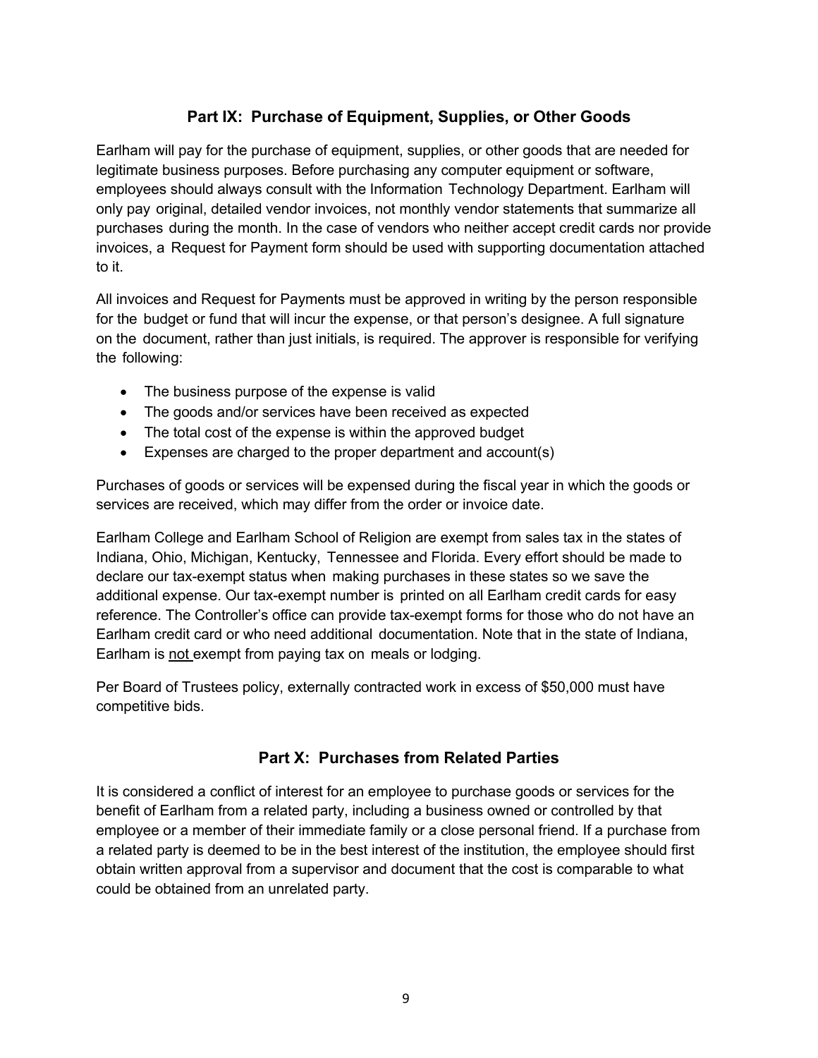## Part IX: Purchase of Equipment, Supplies, or Other Goods

Earlham will pay for the purchase of equipment, supplies, or other goods that are needed for legitimate business purposes. Before purchasing any computer equipment or software, employees should always consult with the Information Technology Department. Earlham will only pay original, detailed vendor invoices, not monthly vendor statements that summarize all purchases during the month. In the case of vendors who neither accept credit cards nor provide invoices, a Request for Payment form should be used with supporting documentation attached to it.

All invoices and Request for Payments must be approved in writing by the person responsible for the budget or fund that will incur the expense, or that person's designee. A full signature on the document, rather than just initials, is required. The approver is responsible for verifying the following:

- The business purpose of the expense is valid
- The goods and/or services have been received as expected
- The total cost of the expense is within the approved budget
- Expenses are charged to the proper department and account(s)

Purchases of goods or services will be expensed during the fiscal year in which the goods or services are received, which may differ from the order or invoice date.

Earlham College and Earlham School of Religion are exempt from sales tax in the states of Indiana, Ohio, Michigan, Kentucky, Tennessee and Florida. Every effort should be made to declare our tax-exempt status when making purchases in these states so we save the additional expense. Our tax-exempt number is printed on all Earlham credit cards for easy reference. The Controller's office can provide tax-exempt forms for those who do not have an Earlham credit card or who need additional documentation. Note that in the state of Indiana, Earlham is <u>not</u> exempt from paying tax on meals or lodging.

Per Board of Trustees policy, externally contracted work in excess of $50,000 must have competitive bids.

## Part X: Purchases from Related Parties

It is considered a conflict of interest for an employee to purchase goods or services for the benefit of Earlham from a related party, including a business owned or controlled by that employee or a member of their immediate family or a close personal friend. If a purchase from a related party is deemed to be in the best interest of the institution, the employee should first obtain written approval from a supervisor and document that the cost is comparable to what could be obtained from an unrelated party.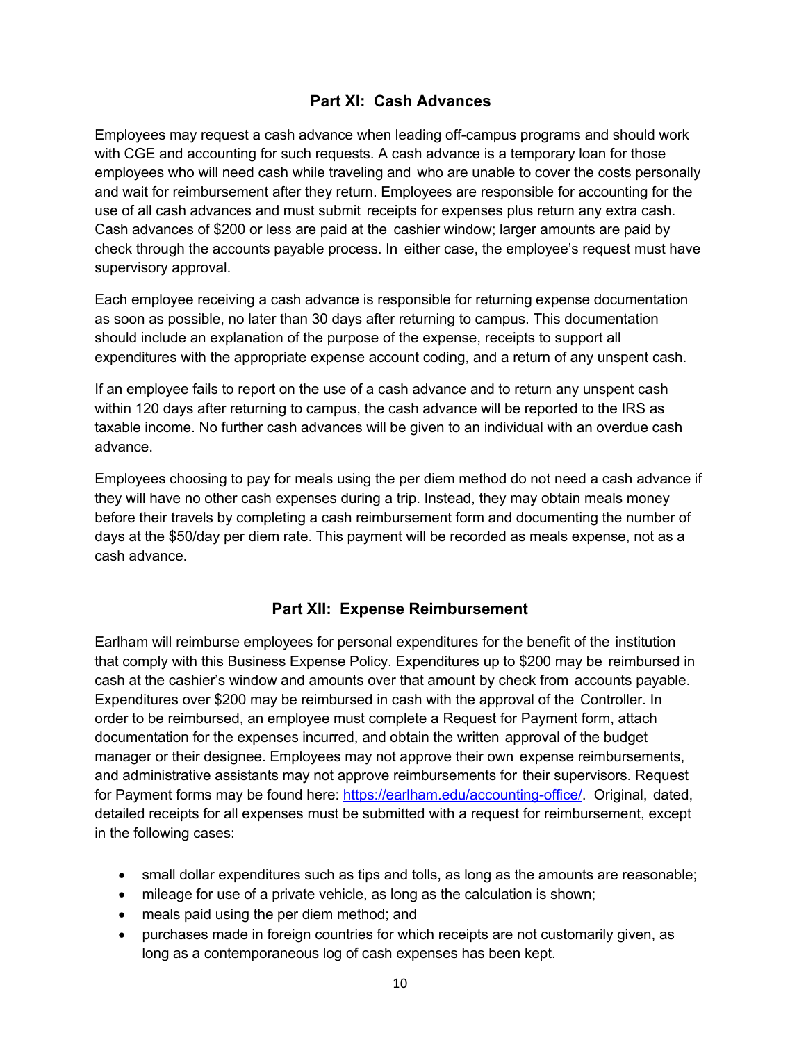## Part XI: Cash Advances

Employees may request a cash advance when leading off-campus programs and should work with CGE and accounting for such requests. A cash advance is a temporary loan for those employees who will need cash while traveling and who are unable to cover the costs personally and wait for reimbursement after they return. Employees are responsible for accounting for the use of all cash advances and must submit receipts for expenses plus return any extra cash. Cash advances of $200 or less are paid at the cashier window; larger amounts are paid by check through the accounts payable process. In either case, the employee's request must have supervisory approval.

Each employee receiving a cash advance is responsible for returning expense documentation as soon as possible, no later than 30 days after returning to campus. This documentation should include an explanation of the purpose of the expense, receipts to support all expenditures with the appropriate expense account coding, and a return of any unspent cash.

If an employee fails to report on the use of a cash advance and to return any unspent cash within 120 days after returning to campus, the cash advance will be reported to the IRS as taxable income. No further cash advances will be given to an individual with an overdue cash advance.

Employees choosing to pay for meals using the per diem method do not need a cash advance if they will have no other cash expenses during a trip. Instead, they may obtain meals money before their travels by completing a cash reimbursement form and documenting the number of days at the $50/day per diem rate. This payment will be recorded as meals expense, not as a cash advance.

## Part XII: Expense Reimbursement

Earlham will reimburse employees for personal expenditures for the benefit of the institution that comply with this Business Expense Policy. Expenditures up to $200 may be reimbursed in cash at the cashier's window and amounts over that amount by check from accounts payable. Expenditures over $200 may be reimbursed in cash with the approval of the Controller. In order to be reimbursed, an employee must complete a Request for Payment form, attach documentation for the expenses incurred, and obtain the written approval of the budget manager or their designee. Employees may not approve their own expense reimbursements, and administrative assistants may not approve reimbursements for their supervisors. Request for Payment forms may be found here: [https://earlham.edu/accounting-office/](https://earlham.edu/accounting-office/). Original, dated, detailed receipts for all expenses must be submitted with a request for reimbursement, except in the following cases:

- small dollar expenditures such as tips and tolls, as long as the amounts are reasonable;
- mileage for use of a private vehicle, as long as the calculation is shown;
- meals paid using the per diem method; and
- purchases made in foreign countries for which receipts are not customarily given, as long as a contemporaneous log of cash expenses has been kept.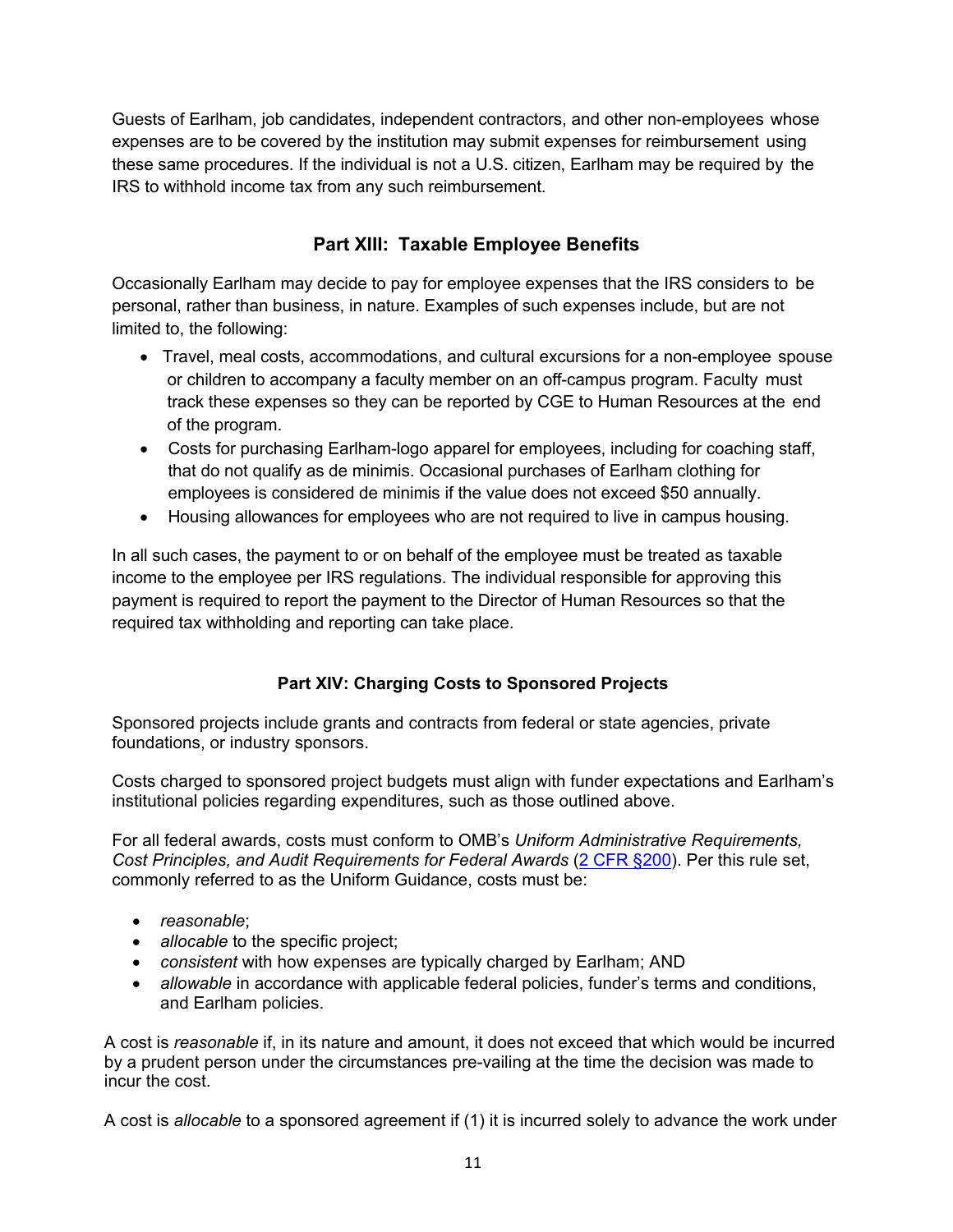Guests of Earlham, job candidates, independent contractors, and other non-employees whose expenses are to be covered by the institution may submit expenses for reimbursement using these same procedures. If the individual is not a U.S. citizen, Earlham may be required by the IRS to withhold income tax from any such reimbursement.

## Part XIII: Taxable Employee Benefits

Occasionally Earlham may decide to pay for employee expenses that the IRS considers to be personal, rather than business, in nature. Examples of such expenses include, but are not limited to, the following:

- Travel, meal costs, accommodations, and cultural excursions for a non-employee spouse or children to accompany a faculty member on an off-campus program. Faculty must track these expenses so they can be reported by CGE to Human Resources at the end of the program.
- Costs for purchasing Earlham-logo apparel for employees, including for coaching staff, that do not qualify as de minimis. Occasional purchases of Earlham clothing for employees is considered de minimis if the value does not exceed $50 annually.
- Housing allowances for employees who are not required to live in campus housing.

In all such cases, the payment to or on behalf of the employee must be treated as taxable income to the employee per IRS regulations. The individual responsible for approving this payment is required to report the payment to the Director of Human Resources so that the required tax withholding and reporting can take place.

## Part XIV: Charging Costs to Sponsored Projects

Sponsored projects include grants and contracts from federal or state agencies, private foundations, or industry sponsors.

Costs charged to sponsored project budgets must align with funder expectations and Earlham's institutional policies regarding expenditures, such as those outlined above.

For all federal awards, costs must conform to OMB's *Uniform Administrative Requirements, Cost Principles, and Audit Requirements for Federal Awards* (2 CFR §200). Per this rule set, commonly referred to as the Uniform Guidance, costs must be:

- *reasonable*;
- *allocable* to the specific project;
- *consistent* with how expenses are typically charged by Earlham; AND
- *allowable* in accordance with applicable federal policies, funder's terms and conditions, and Earlham policies.

A cost is *reasonable* if, in its nature and amount, it does not exceed that which would be incurred by a prudent person under the circumstances pre-vailing at the time the decision was made to incur the cost.

A cost is *allocable* to a sponsored agreement if (1) it is incurred solely to advance the work under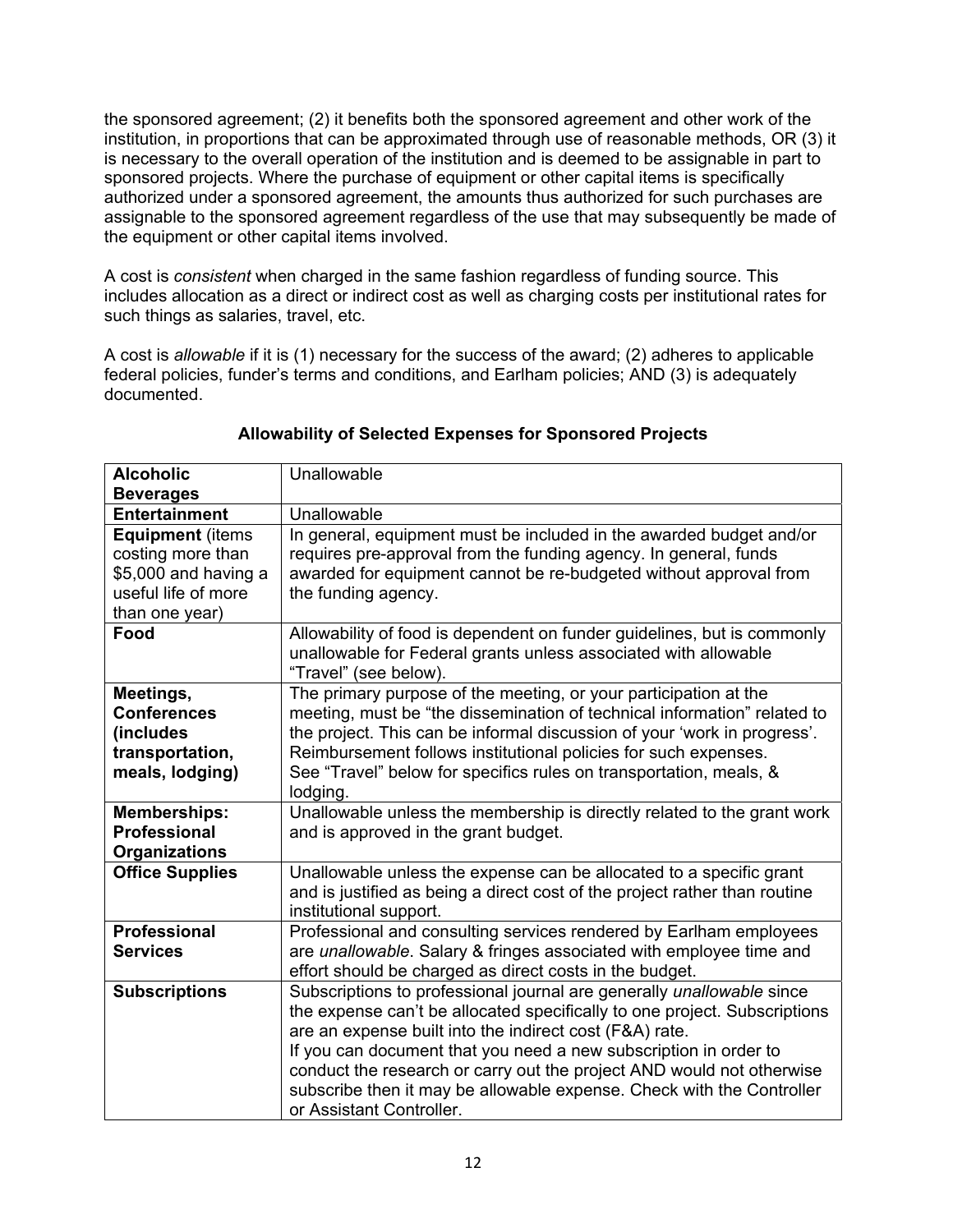the sponsored agreement; (2) it benefits both the sponsored agreement and other work of the institution, in proportions that can be approximated through use of reasonable methods, OR (3) it is necessary to the overall operation of the institution and is deemed to be assignable in part to sponsored projects. Where the purchase of equipment or other capital items is specifically authorized under a sponsored agreement, the amounts thus authorized for such purchases are assignable to the sponsored agreement regardless of the use that may subsequently be made of the equipment or other capital items involved.

A cost is *consistent* when charged in the same fashion regardless of funding source. This includes allocation as a direct or indirect cost as well as charging costs per institutional rates for such things as salaries, travel, etc.

A cost is *allowable* if it is (1) necessary for the success of the award; (2) adheres to applicable federal policies, funder's terms and conditions, and Earlham policies; AND (3) is adequately documented.

**Allowability of Selected Expenses for Sponsored Projects**

| | |
|---|---|
| **Alcoholic Beverages** | Unallowable |
| **Entertainment** | Unallowable |
| **Equipment** (items costing more than $5,000 and having a useful life of more than one year) | In general, equipment must be included in the awarded budget and/or requires pre-approval from the funding agency. In general, funds awarded for equipment cannot be re-budgeted without approval from the funding agency. |
| **Food** | Allowability of food is dependent on funder guidelines, but is commonly unallowable for Federal grants unless associated with allowable "Travel" (see below). |
| **Meetings, Conferences (includes transportation, meals, lodging)** | The primary purpose of the meeting, or your participation at the meeting, must be "the dissemination of technical information" related to the project. This can be informal discussion of your 'work in progress'. Reimbursement follows institutional policies for such expenses. See "Travel" below for specifics rules on transportation, meals, & lodging. |
| **Memberships: Professional Organizations** | Unallowable unless the membership is directly related to the grant work and is approved in the grant budget. |
| **Office Supplies** | Unallowable unless the expense can be allocated to a specific grant and is justified as being a direct cost of the project rather than routine institutional support. |
| **Professional Services** | Professional and consulting services rendered by Earlham employees are *unallowable*. Salary & fringes associated with employee time and effort should be charged as direct costs in the budget. |
| **Subscriptions** | Subscriptions to professional journal are generally *unallowable* since the expense can't be allocated specifically to one project. Subscriptions are an expense built into the indirect cost (F&A) rate. If you can document that you need a new subscription in order to conduct the research or carry out the project AND would not otherwise subscribe then it may be allowable expense. Check with the Controller or Assistant Controller. |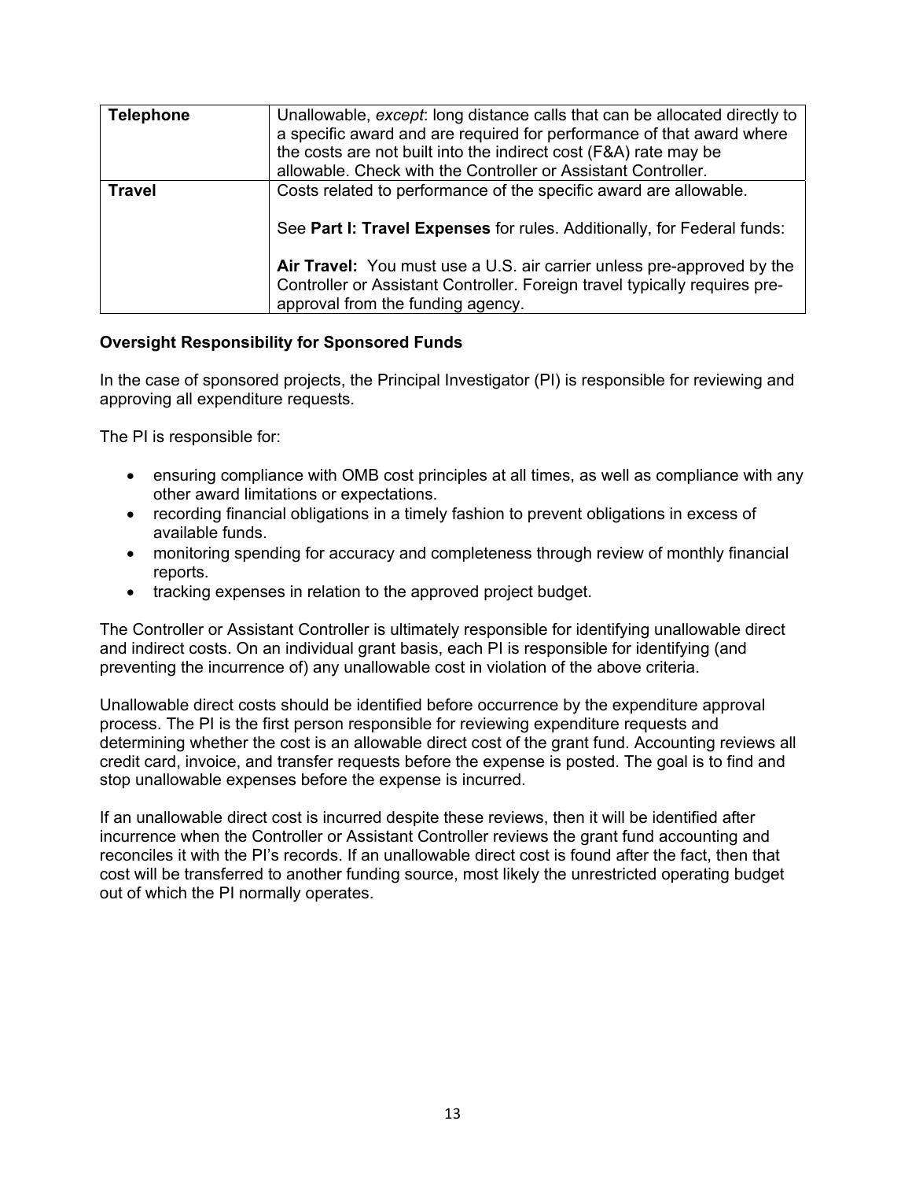| | |
|---|---|
| **Telephone** | Unallowable, *except*: long distance calls that can be allocated directly to a specific award and are required for performance of that award where the costs are not built into the indirect cost (F&A) rate may be allowable. Check with the Controller or Assistant Controller. |
| **Travel** | Costs related to performance of the specific award are allowable.<br><br>See **Part I: Travel Expenses** for rules. Additionally, for Federal funds:<br><br>**Air Travel:** You must use a U.S. air carrier unless pre-approved by the Controller or Assistant Controller. Foreign travel typically requires pre-approval from the funding agency. |

**Oversight Responsibility for Sponsored Funds**

In the case of sponsored projects, the Principal Investigator (PI) is responsible for reviewing and approving all expenditure requests.

The PI is responsible for:

- ensuring compliance with OMB cost principles at all times, as well as compliance with any other award limitations or expectations.
- recording financial obligations in a timely fashion to prevent obligations in excess of available funds.
- monitoring spending for accuracy and completeness through review of monthly financial reports.
- tracking expenses in relation to the approved project budget.

The Controller or Assistant Controller is ultimately responsible for identifying unallowable direct and indirect costs. On an individual grant basis, each PI is responsible for identifying (and preventing the incurrence of) any unallowable cost in violation of the above criteria.

Unallowable direct costs should be identified before occurrence by the expenditure approval process. The PI is the first person responsible for reviewing expenditure requests and determining whether the cost is an allowable direct cost of the grant fund. Accounting reviews all credit card, invoice, and transfer requests before the expense is posted. The goal is to find and stop unallowable expenses before the expense is incurred.

If an unallowable direct cost is incurred despite these reviews, then it will be identified after incurrence when the Controller or Assistant Controller reviews the grant fund accounting and reconciles it with the PI's records. If an unallowable direct cost is found after the fact, then that cost will be transferred to another funding source, most likely the unrestricted operating budget out of which the PI normally operates.